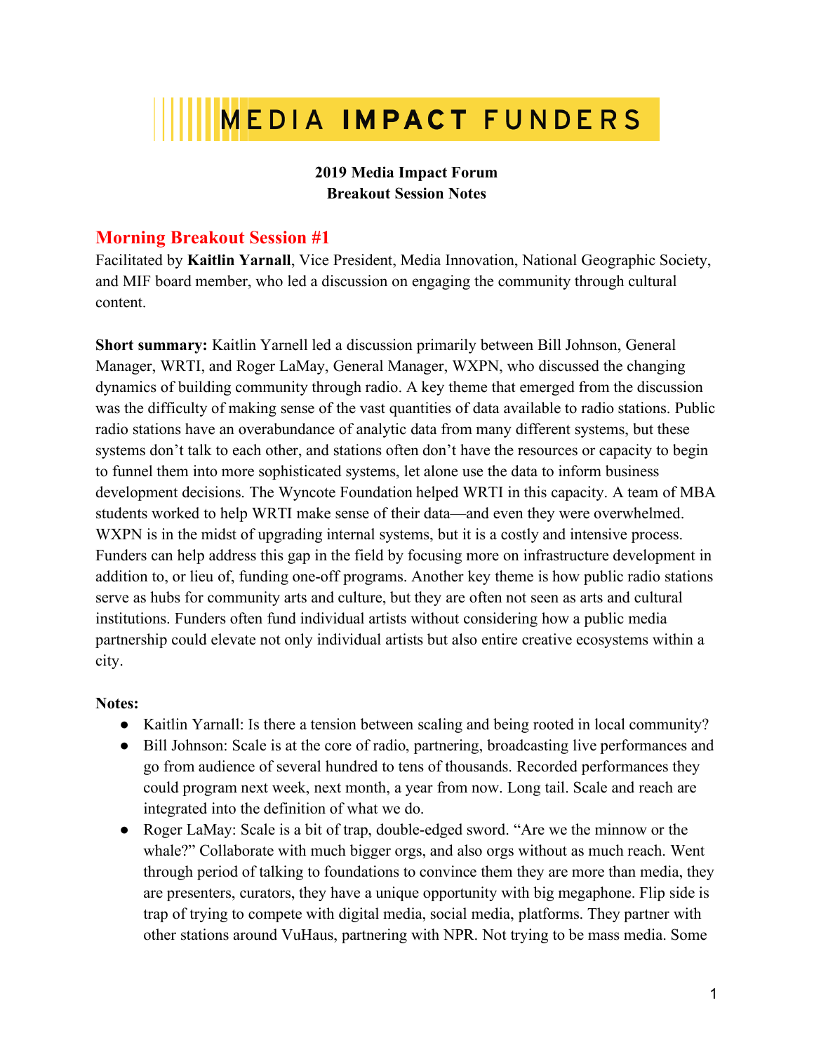# MEDIA IMPACT FUNDERS

**2019 Media Impact Forum**
**Breakout Session Notes**

## Morning Breakout Session #1

Facilitated by **Kaitlin Yarnall**, Vice President, Media Innovation, National Geographic Society, and MIF board member, who led a discussion on engaging the community through cultural content.

**Short summary:** Kaitlin Yarnell led a discussion primarily between Bill Johnson, General Manager, WRTI, and Roger LaMay, General Manager, WXPN, who discussed the changing dynamics of building community through radio. A key theme that emerged from the discussion was the difficulty of making sense of the vast quantities of data available to radio stations. Public radio stations have an overabundance of analytic data from many different systems, but these systems don't talk to each other, and stations often don't have the resources or capacity to begin to funnel them into more sophisticated systems, let alone use the data to inform business development decisions. The Wyncote Foundation helped WRTI in this capacity. A team of MBA students worked to help WRTI make sense of their data—and even they were overwhelmed. WXPN is in the midst of upgrading internal systems, but it is a costly and intensive process. Funders can help address this gap in the field by focusing more on infrastructure development in addition to, or lieu of, funding one-off programs. Another key theme is how public radio stations serve as hubs for community arts and culture, but they are often not seen as arts and cultural institutions. Funders often fund individual artists without considering how a public media partnership could elevate not only individual artists but also entire creative ecosystems within a city.

**Notes:**

- Kaitlin Yarnall: Is there a tension between scaling and being rooted in local community?
- Bill Johnson: Scale is at the core of radio, partnering, broadcasting live performances and go from audience of several hundred to tens of thousands. Recorded performances they could program next week, next month, a year from now. Long tail. Scale and reach are integrated into the definition of what we do.
- Roger LaMay: Scale is a bit of trap, double-edged sword. "Are we the minnow or the whale?" Collaborate with much bigger orgs, and also orgs without as much reach. Went through period of talking to foundations to convince them they are more than media, they are presenters, curators, they have a unique opportunity with big megaphone. Flip side is trap of trying to compete with digital media, social media, platforms. They partner with other stations around VuHaus, partnering with NPR. Not trying to be mass media. Some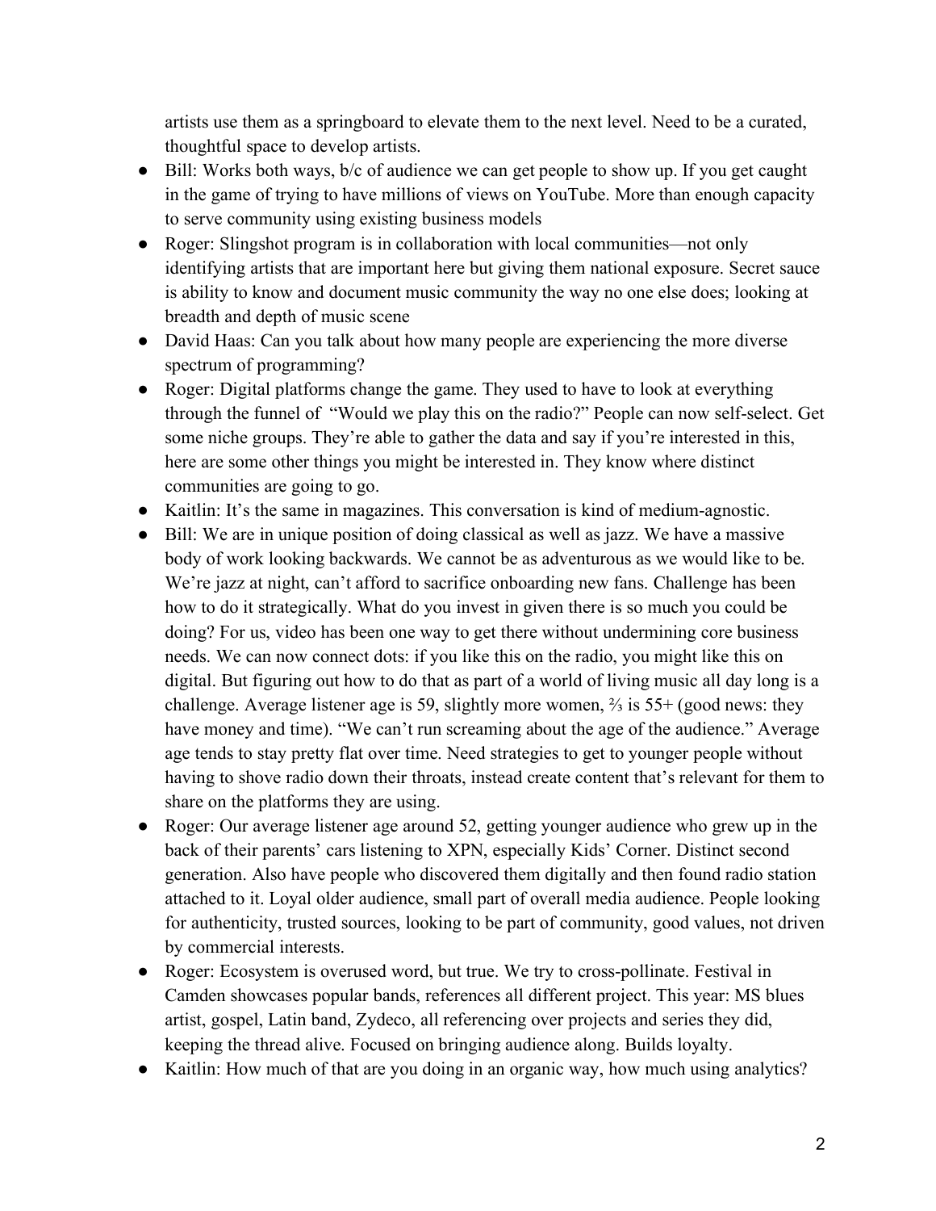artists use them as a springboard to elevate them to the next level. Need to be a curated, thoughtful space to develop artists.

- Bill: Works both ways, b/c of audience we can get people to show up. If you get caught in the game of trying to have millions of views on YouTube. More than enough capacity to serve community using existing business models
- Roger: Slingshot program is in collaboration with local communities—not only identifying artists that are important here but giving them national exposure. Secret sauce is ability to know and document music community the way no one else does; looking at breadth and depth of music scene
- David Haas: Can you talk about how many people are experiencing the more diverse spectrum of programming?
- Roger: Digital platforms change the game. They used to have to look at everything through the funnel of "Would we play this on the radio?" People can now self-select. Get some niche groups. They're able to gather the data and say if you're interested in this, here are some other things you might be interested in. They know where distinct communities are going to go.
- Kaitlin: It's the same in magazines. This conversation is kind of medium-agnostic.
- Bill: We are in unique position of doing classical as well as jazz. We have a massive body of work looking backwards. We cannot be as adventurous as we would like to be. We're jazz at night, can't afford to sacrifice onboarding new fans. Challenge has been how to do it strategically. What do you invest in given there is so much you could be doing? For us, video has been one way to get there without undermining core business needs. We can now connect dots: if you like this on the radio, you might like this on digital. But figuring out how to do that as part of a world of living music all day long is a challenge. Average listener age is 59, slightly more women, ⅔ is 55+ (good news: they have money and time). "We can't run screaming about the age of the audience." Average age tends to stay pretty flat over time. Need strategies to get to younger people without having to shove radio down their throats, instead create content that's relevant for them to share on the platforms they are using.
- Roger: Our average listener age around 52, getting younger audience who grew up in the back of their parents' cars listening to XPN, especially Kids' Corner. Distinct second generation. Also have people who discovered them digitally and then found radio station attached to it. Loyal older audience, small part of overall media audience. People looking for authenticity, trusted sources, looking to be part of community, good values, not driven by commercial interests.
- Roger: Ecosystem is overused word, but true. We try to cross-pollinate. Festival in Camden showcases popular bands, references all different project. This year: MS blues artist, gospel, Latin band, Zydeco, all referencing over projects and series they did, keeping the thread alive. Focused on bringing audience along. Builds loyalty.
- Kaitlin: How much of that are you doing in an organic way, how much using analytics?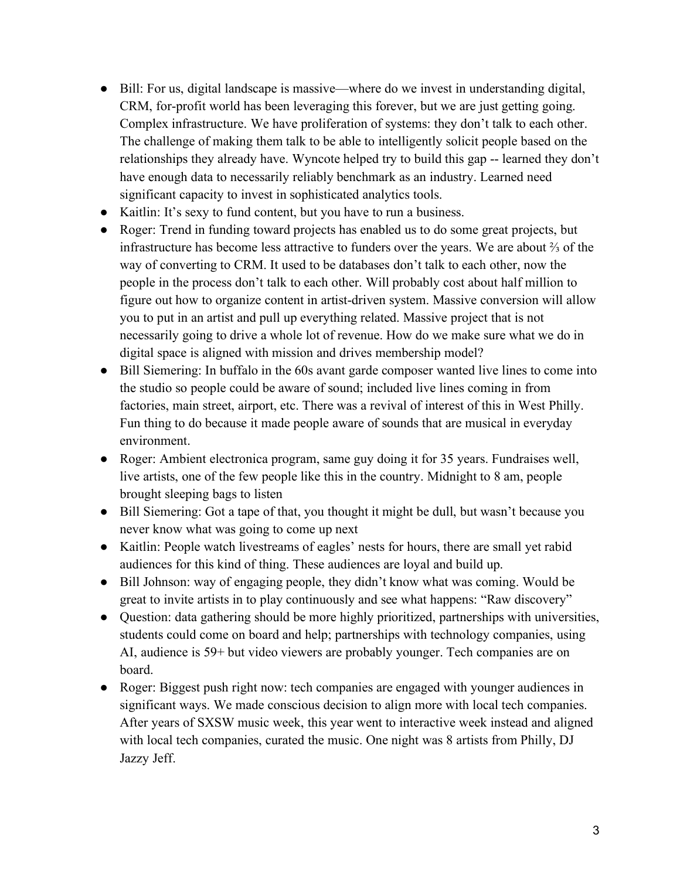- Bill: For us, digital landscape is massive—where do we invest in understanding digital, CRM, for-profit world has been leveraging this forever, but we are just getting going. Complex infrastructure. We have proliferation of systems: they don't talk to each other. The challenge of making them talk to be able to intelligently solicit people based on the relationships they already have. Wyncote helped try to build this gap -- learned they don't have enough data to necessarily reliably benchmark as an industry. Learned need significant capacity to invest in sophisticated analytics tools.
- Kaitlin: It's sexy to fund content, but you have to run a business.
- Roger: Trend in funding toward projects has enabled us to do some great projects, but infrastructure has become less attractive to funders over the years. We are about ⅔ of the way of converting to CRM. It used to be databases don't talk to each other, now the people in the process don't talk to each other. Will probably cost about half million to figure out how to organize content in artist-driven system. Massive conversion will allow you to put in an artist and pull up everything related. Massive project that is not necessarily going to drive a whole lot of revenue. How do we make sure what we do in digital space is aligned with mission and drives membership model?
- Bill Siemering: In buffalo in the 60s avant garde composer wanted live lines to come into the studio so people could be aware of sound; included live lines coming in from factories, main street, airport, etc. There was a revival of interest of this in West Philly. Fun thing to do because it made people aware of sounds that are musical in everyday environment.
- Roger: Ambient electronica program, same guy doing it for 35 years. Fundraises well, live artists, one of the few people like this in the country. Midnight to 8 am, people brought sleeping bags to listen
- Bill Siemering: Got a tape of that, you thought it might be dull, but wasn't because you never know what was going to come up next
- Kaitlin: People watch livestreams of eagles' nests for hours, there are small yet rabid audiences for this kind of thing. These audiences are loyal and build up.
- Bill Johnson: way of engaging people, they didn't know what was coming. Would be great to invite artists in to play continuously and see what happens: "Raw discovery"
- Question: data gathering should be more highly prioritized, partnerships with universities, students could come on board and help; partnerships with technology companies, using AI, audience is 59+ but video viewers are probably younger. Tech companies are on board.
- Roger: Biggest push right now: tech companies are engaged with younger audiences in significant ways. We made conscious decision to align more with local tech companies. After years of SXSW music week, this year went to interactive week instead and aligned with local tech companies, curated the music. One night was 8 artists from Philly, DJ Jazzy Jeff.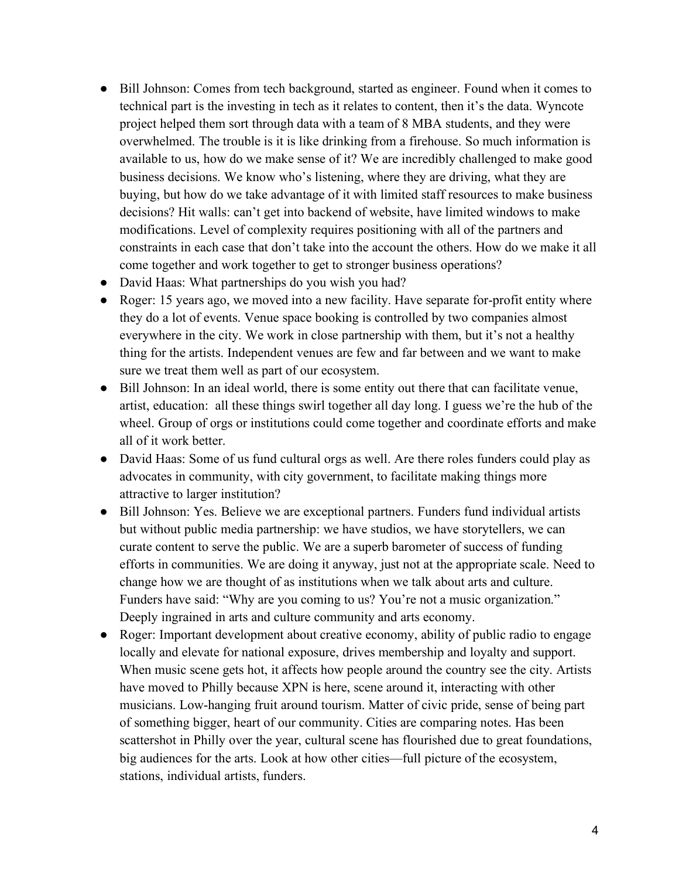- Bill Johnson: Comes from tech background, started as engineer. Found when it comes to technical part is the investing in tech as it relates to content, then it's the data. Wyncote project helped them sort through data with a team of 8 MBA students, and they were overwhelmed. The trouble is it is like drinking from a firehouse. So much information is available to us, how do we make sense of it? We are incredibly challenged to make good business decisions. We know who's listening, where they are driving, what they are buying, but how do we take advantage of it with limited staff resources to make business decisions? Hit walls: can't get into backend of website, have limited windows to make modifications. Level of complexity requires positioning with all of the partners and constraints in each case that don't take into the account the others. How do we make it all come together and work together to get to stronger business operations?
- David Haas: What partnerships do you wish you had?
- Roger: 15 years ago, we moved into a new facility. Have separate for-profit entity where they do a lot of events. Venue space booking is controlled by two companies almost everywhere in the city. We work in close partnership with them, but it's not a healthy thing for the artists. Independent venues are few and far between and we want to make sure we treat them well as part of our ecosystem.
- Bill Johnson: In an ideal world, there is some entity out there that can facilitate venue, artist, education: all these things swirl together all day long. I guess we're the hub of the wheel. Group of orgs or institutions could come together and coordinate efforts and make all of it work better.
- David Haas: Some of us fund cultural orgs as well. Are there roles funders could play as advocates in community, with city government, to facilitate making things more attractive to larger institution?
- Bill Johnson: Yes. Believe we are exceptional partners. Funders fund individual artists but without public media partnership: we have studios, we have storytellers, we can curate content to serve the public. We are a superb barometer of success of funding efforts in communities. We are doing it anyway, just not at the appropriate scale. Need to change how we are thought of as institutions when we talk about arts and culture. Funders have said: "Why are you coming to us? You're not a music organization." Deeply ingrained in arts and culture community and arts economy.
- Roger: Important development about creative economy, ability of public radio to engage locally and elevate for national exposure, drives membership and loyalty and support. When music scene gets hot, it affects how people around the country see the city. Artists have moved to Philly because XPN is here, scene around it, interacting with other musicians. Low-hanging fruit around tourism. Matter of civic pride, sense of being part of something bigger, heart of our community. Cities are comparing notes. Has been scattershot in Philly over the year, cultural scene has flourished due to great foundations, big audiences for the arts. Look at how other cities—full picture of the ecosystem, stations, individual artists, funders.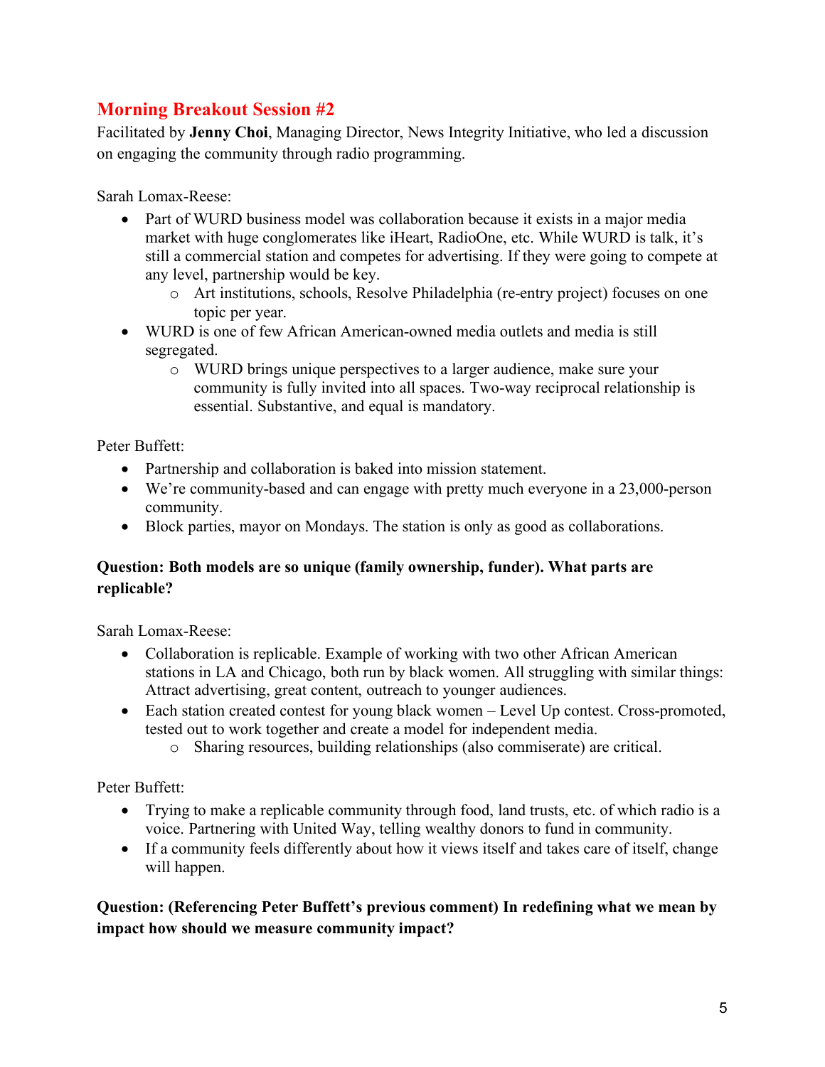## Morning Breakout Session #2

Facilitated by **Jenny Choi**, Managing Director, News Integrity Initiative, who led a discussion on engaging the community through radio programming.

Sarah Lomax-Reese:

- Part of WURD business model was collaboration because it exists in a major media market with huge conglomerates like iHeart, RadioOne, etc. While WURD is talk, it's still a commercial station and competes for advertising. If they were going to compete at any level, partnership would be key.
    - Art institutions, schools, Resolve Philadelphia (re-entry project) focuses on one topic per year.
- WURD is one of few African American-owned media outlets and media is still segregated.
    - WURD brings unique perspectives to a larger audience, make sure your community is fully invited into all spaces. Two-way reciprocal relationship is essential. Substantive, and equal is mandatory.

Peter Buffett:

- Partnership and collaboration is baked into mission statement.
- We're community-based and can engage with pretty much everyone in a 23,000-person community.
- Block parties, mayor on Mondays. The station is only as good as collaborations.

**Question: Both models are so unique (family ownership, funder). What parts are replicable?**

Sarah Lomax-Reese:

- Collaboration is replicable. Example of working with two other African American stations in LA and Chicago, both run by black women. All struggling with similar things: Attract advertising, great content, outreach to younger audiences.
- Each station created contest for young black women – Level Up contest. Cross-promoted, tested out to work together and create a model for independent media.
    - Sharing resources, building relationships (also commiserate) are critical.

Peter Buffett:

- Trying to make a replicable community through food, land trusts, etc. of which radio is a voice. Partnering with United Way, telling wealthy donors to fund in community.
- If a community feels differently about how it views itself and takes care of itself, change will happen.

**Question: (Referencing Peter Buffett's previous comment) In redefining what we mean by impact how should we measure community impact?**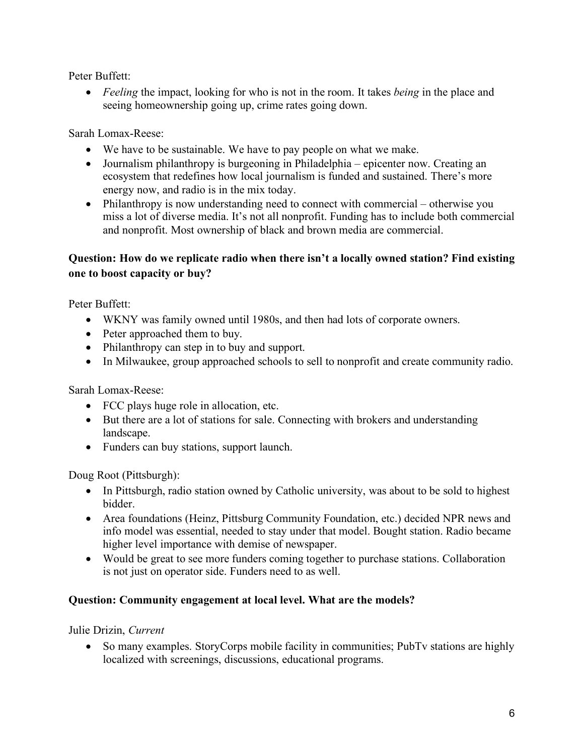Peter Buffett:

- *Feeling* the impact, looking for who is not in the room. It takes *being* in the place and seeing homeownership going up, crime rates going down.

Sarah Lomax-Reese:

- We have to be sustainable. We have to pay people on what we make.
- Journalism philanthropy is burgeoning in Philadelphia – epicenter now. Creating an ecosystem that redefines how local journalism is funded and sustained. There's more energy now, and radio is in the mix today.
- Philanthropy is now understanding need to connect with commercial – otherwise you miss a lot of diverse media. It's not all nonprofit. Funding has to include both commercial and nonprofit. Most ownership of black and brown media are commercial.

**Question: How do we replicate radio when there isn't a locally owned station? Find existing one to boost capacity or buy?**

Peter Buffett:

- WKNY was family owned until 1980s, and then had lots of corporate owners.
- Peter approached them to buy.
- Philanthropy can step in to buy and support.
- In Milwaukee, group approached schools to sell to nonprofit and create community radio.

Sarah Lomax-Reese:

- FCC plays huge role in allocation, etc.
- But there are a lot of stations for sale. Connecting with brokers and understanding landscape.
- Funders can buy stations, support launch.

Doug Root (Pittsburgh):

- In Pittsburgh, radio station owned by Catholic university, was about to be sold to highest bidder.
- Area foundations (Heinz, Pittsburg Community Foundation, etc.) decided NPR news and info model was essential, needed to stay under that model. Bought station. Radio became higher level importance with demise of newspaper.
- Would be great to see more funders coming together to purchase stations. Collaboration is not just on operator side. Funders need to as well.

**Question: Community engagement at local level. What are the models?**

Julie Drizin, *Current*

- So many examples. StoryCorps mobile facility in communities; PubTv stations are highly localized with screenings, discussions, educational programs.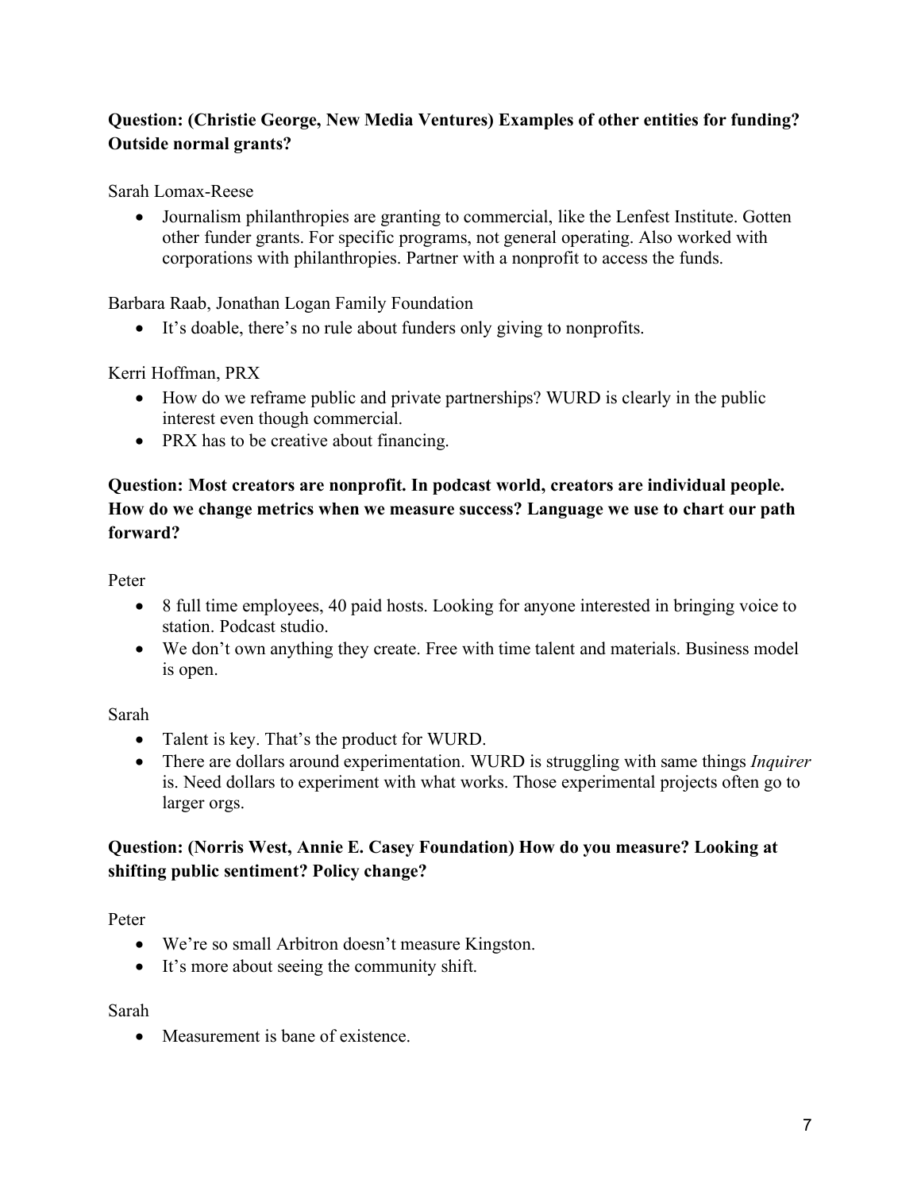**Question: (Christie George, New Media Ventures) Examples of other entities for funding? Outside normal grants?**

Sarah Lomax-Reese

- Journalism philanthropies are granting to commercial, like the Lenfest Institute. Gotten other funder grants. For specific programs, not general operating. Also worked with corporations with philanthropies. Partner with a nonprofit to access the funds.

Barbara Raab, Jonathan Logan Family Foundation

- It's doable, there's no rule about funders only giving to nonprofits.

Kerri Hoffman, PRX

- How do we reframe public and private partnerships? WURD is clearly in the public interest even though commercial.
- PRX has to be creative about financing.

**Question: Most creators are nonprofit. In podcast world, creators are individual people. How do we change metrics when we measure success? Language we use to chart our path forward?**

Peter

- 8 full time employees, 40 paid hosts. Looking for anyone interested in bringing voice to station. Podcast studio.
- We don't own anything they create. Free with time talent and materials. Business model is open.

Sarah

- Talent is key. That's the product for WURD.
- There are dollars around experimentation. WURD is struggling with same things *Inquirer* is. Need dollars to experiment with what works. Those experimental projects often go to larger orgs.

**Question: (Norris West, Annie E. Casey Foundation) How do you measure? Looking at shifting public sentiment? Policy change?**

Peter

- We're so small Arbitron doesn't measure Kingston.
- It's more about seeing the community shift.

Sarah

- Measurement is bane of existence.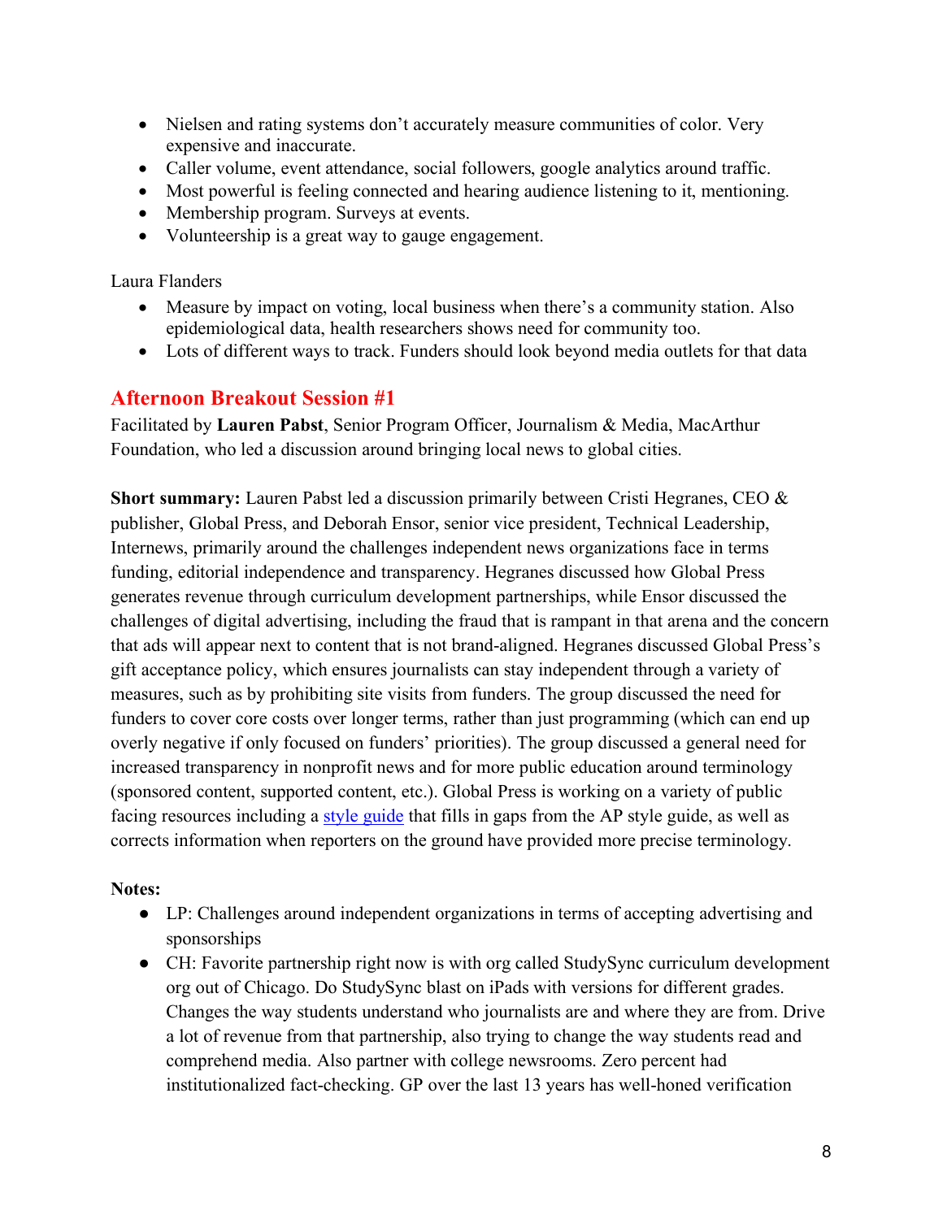- Nielsen and rating systems don't accurately measure communities of color. Very expensive and inaccurate.
- Caller volume, event attendance, social followers, google analytics around traffic.
- Most powerful is feeling connected and hearing audience listening to it, mentioning.
- Membership program. Surveys at events.
- Volunteership is a great way to gauge engagement.

Laura Flanders

- Measure by impact on voting, local business when there's a community station. Also epidemiological data, health researchers shows need for community too.
- Lots of different ways to track. Funders should look beyond media outlets for that data

## Afternoon Breakout Session #1

Facilitated by **Lauren Pabst**, Senior Program Officer, Journalism & Media, MacArthur Foundation, who led a discussion around bringing local news to global cities.

**Short summary:** Lauren Pabst led a discussion primarily between Cristi Hegranes, CEO & publisher, Global Press, and Deborah Ensor, senior vice president, Technical Leadership, Internews, primarily around the challenges independent news organizations face in terms funding, editorial independence and transparency. Hegranes discussed how Global Press generates revenue through curriculum development partnerships, while Ensor discussed the challenges of digital advertising, including the fraud that is rampant in that arena and the concern that ads will appear next to content that is not brand-aligned. Hegranes discussed Global Press's gift acceptance policy, which ensures journalists can stay independent through a variety of measures, such as by prohibiting site visits from funders. The group discussed the need for funders to cover core costs over longer terms, rather than just programming (which can end up overly negative if only focused on funders' priorities). The group discussed a general need for increased transparency in nonprofit news and for more public education around terminology (sponsored content, supported content, etc.). Global Press is working on a variety of public facing resources including a style guide that fills in gaps from the AP style guide, as well as corrects information when reporters on the ground have provided more precise terminology.

**Notes:**

- LP: Challenges around independent organizations in terms of accepting advertising and sponsorships
- CH: Favorite partnership right now is with org called StudySync curriculum development org out of Chicago. Do StudySync blast on iPads with versions for different grades. Changes the way students understand who journalists are and where they are from. Drive a lot of revenue from that partnership, also trying to change the way students read and comprehend media. Also partner with college newsrooms. Zero percent had institutionalized fact-checking. GP over the last 13 years has well-honed verification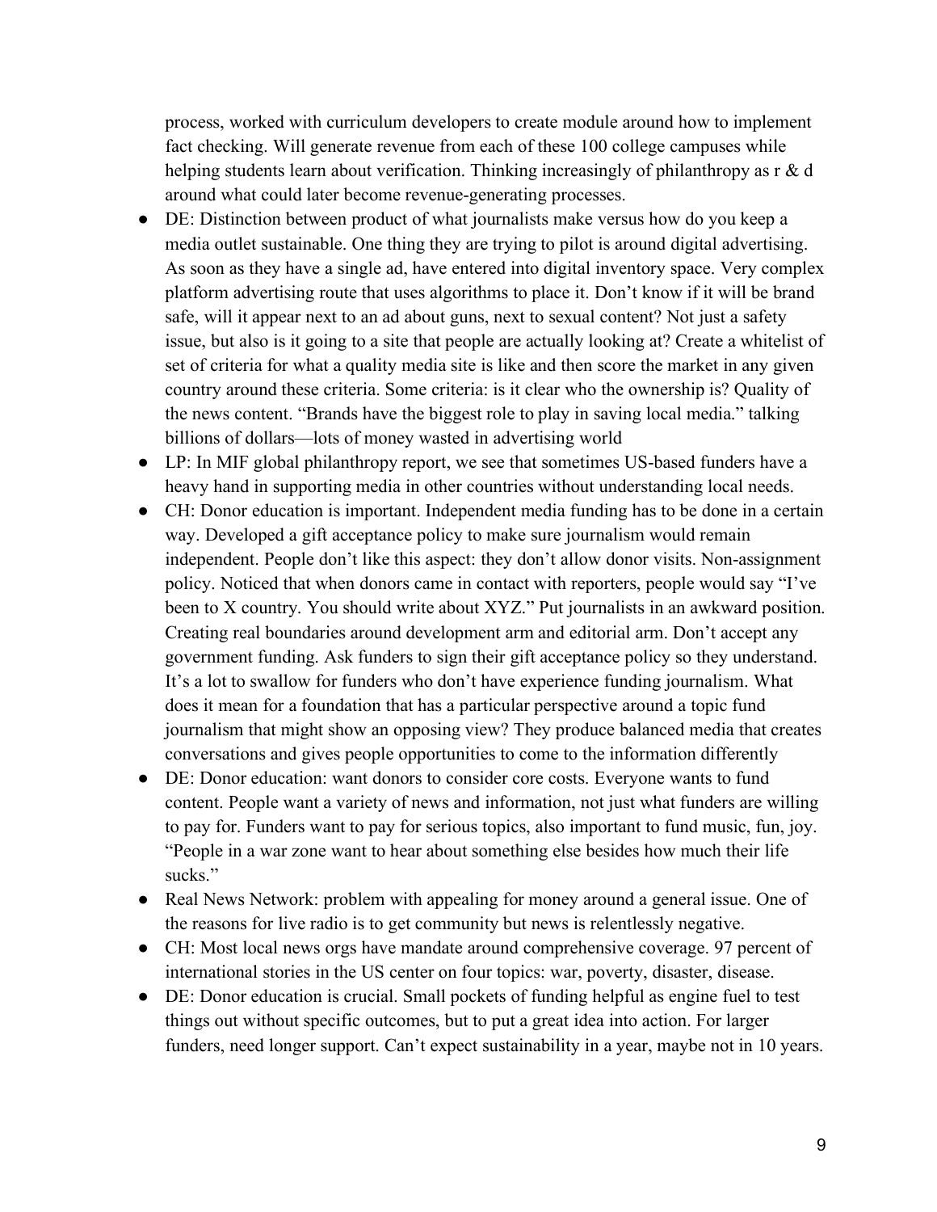process, worked with curriculum developers to create module around how to implement fact checking. Will generate revenue from each of these 100 college campuses while helping students learn about verification. Thinking increasingly of philanthropy as r & d around what could later become revenue-generating processes.

- DE: Distinction between product of what journalists make versus how do you keep a media outlet sustainable. One thing they are trying to pilot is around digital advertising. As soon as they have a single ad, have entered into digital inventory space. Very complex platform advertising route that uses algorithms to place it. Don't know if it will be brand safe, will it appear next to an ad about guns, next to sexual content? Not just a safety issue, but also is it going to a site that people are actually looking at? Create a whitelist of set of criteria for what a quality media site is like and then score the market in any given country around these criteria. Some criteria: is it clear who the ownership is? Quality of the news content. "Brands have the biggest role to play in saving local media." talking billions of dollars—lots of money wasted in advertising world
- LP: In MIF global philanthropy report, we see that sometimes US-based funders have a heavy hand in supporting media in other countries without understanding local needs.
- CH: Donor education is important. Independent media funding has to be done in a certain way. Developed a gift acceptance policy to make sure journalism would remain independent. People don't like this aspect: they don't allow donor visits. Non-assignment policy. Noticed that when donors came in contact with reporters, people would say "I've been to X country. You should write about XYZ." Put journalists in an awkward position. Creating real boundaries around development arm and editorial arm. Don't accept any government funding. Ask funders to sign their gift acceptance policy so they understand. It's a lot to swallow for funders who don't have experience funding journalism. What does it mean for a foundation that has a particular perspective around a topic fund journalism that might show an opposing view? They produce balanced media that creates conversations and gives people opportunities to come to the information differently
- DE: Donor education: want donors to consider core costs. Everyone wants to fund content. People want a variety of news and information, not just what funders are willing to pay for. Funders want to pay for serious topics, also important to fund music, fun, joy. "People in a war zone want to hear about something else besides how much their life sucks."
- Real News Network: problem with appealing for money around a general issue. One of the reasons for live radio is to get community but news is relentlessly negative.
- CH: Most local news orgs have mandate around comprehensive coverage. 97 percent of international stories in the US center on four topics: war, poverty, disaster, disease.
- DE: Donor education is crucial. Small pockets of funding helpful as engine fuel to test things out without specific outcomes, but to put a great idea into action. For larger funders, need longer support. Can't expect sustainability in a year, maybe not in 10 years.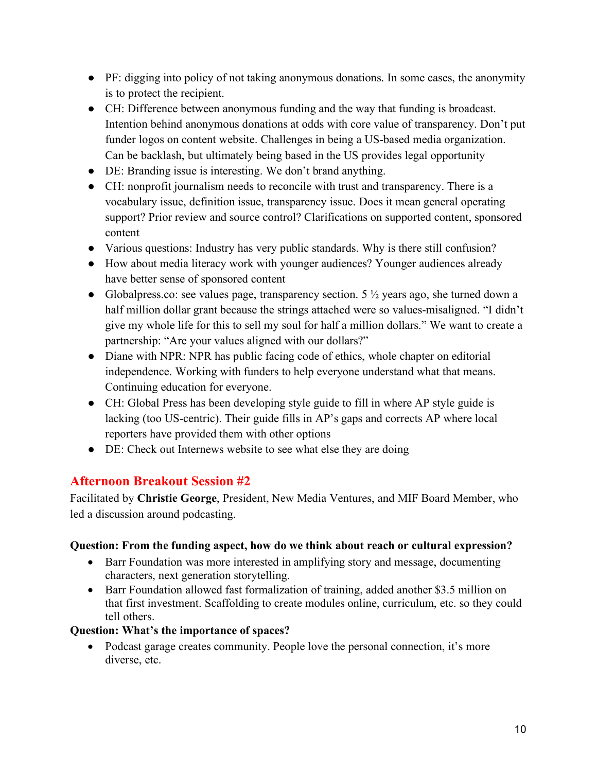- PF: digging into policy of not taking anonymous donations. In some cases, the anonymity is to protect the recipient.
- CH: Difference between anonymous funding and the way that funding is broadcast. Intention behind anonymous donations at odds with core value of transparency. Don't put funder logos on content website. Challenges in being a US-based media organization. Can be backlash, but ultimately being based in the US provides legal opportunity
- DE: Branding issue is interesting. We don't brand anything.
- CH: nonprofit journalism needs to reconcile with trust and transparency. There is a vocabulary issue, definition issue, transparency issue. Does it mean general operating support? Prior review and source control? Clarifications on supported content, sponsored content
- Various questions: Industry has very public standards. Why is there still confusion?
- How about media literacy work with younger audiences? Younger audiences already have better sense of sponsored content
- Globalpress.co: see values page, transparency section. 5 ½ years ago, she turned down a half million dollar grant because the strings attached were so values-misaligned. "I didn't give my whole life for this to sell my soul for half a million dollars." We want to create a partnership: "Are your values aligned with our dollars?"
- Diane with NPR: NPR has public facing code of ethics, whole chapter on editorial independence. Working with funders to help everyone understand what that means. Continuing education for everyone.
- CH: Global Press has been developing style guide to fill in where AP style guide is lacking (too US-centric). Their guide fills in AP's gaps and corrects AP where local reporters have provided them with other options
- DE: Check out Internews website to see what else they are doing

## Afternoon Breakout Session #2

Facilitated by **Christie George**, President, New Media Ventures, and MIF Board Member, who led a discussion around podcasting.

**Question: From the funding aspect, how do we think about reach or cultural expression?**

- Barr Foundation was more interested in amplifying story and message, documenting characters, next generation storytelling.
- Barr Foundation allowed fast formalization of training, added another $3.5 million on that first investment. Scaffolding to create modules online, curriculum, etc. so they could tell others.

**Question: What's the importance of spaces?**

- Podcast garage creates community. People love the personal connection, it's more diverse, etc.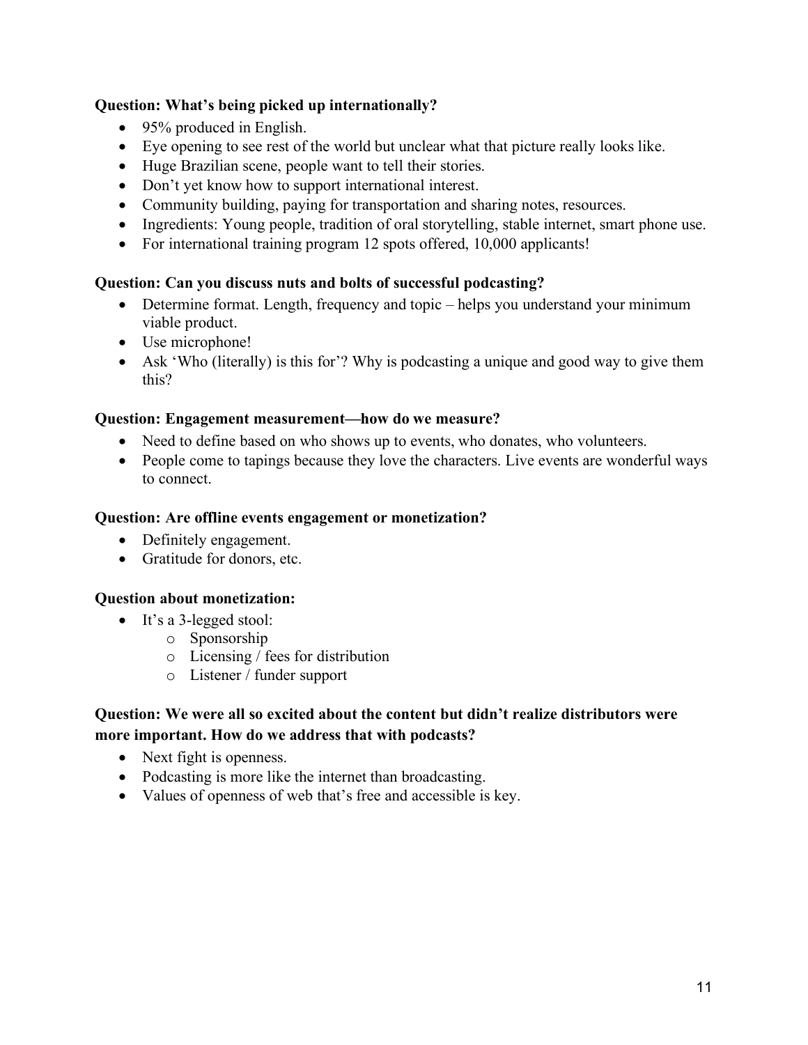**Question: What's being picked up internationally?**

- 95% produced in English.
- Eye opening to see rest of the world but unclear what that picture really looks like.
- Huge Brazilian scene, people want to tell their stories.
- Don't yet know how to support international interest.
- Community building, paying for transportation and sharing notes, resources.
- Ingredients: Young people, tradition of oral storytelling, stable internet, smart phone use.
- For international training program 12 spots offered, 10,000 applicants!

**Question: Can you discuss nuts and bolts of successful podcasting?**

- Determine format. Length, frequency and topic – helps you understand your minimum viable product.
- Use microphone!
- Ask 'Who (literally) is this for'? Why is podcasting a unique and good way to give them this?

**Question: Engagement measurement—how do we measure?**

- Need to define based on who shows up to events, who donates, who volunteers.
- People come to tapings because they love the characters. Live events are wonderful ways to connect.

**Question: Are offline events engagement or monetization?**

- Definitely engagement.
- Gratitude for donors, etc.

**Question about monetization:**

- It's a 3-legged stool:
  - Sponsorship
  - Licensing / fees for distribution
  - Listener / funder support

**Question: We were all so excited about the content but didn't realize distributors were more important. How do we address that with podcasts?**

- Next fight is openness.
- Podcasting is more like the internet than broadcasting.
- Values of openness of web that's free and accessible is key.